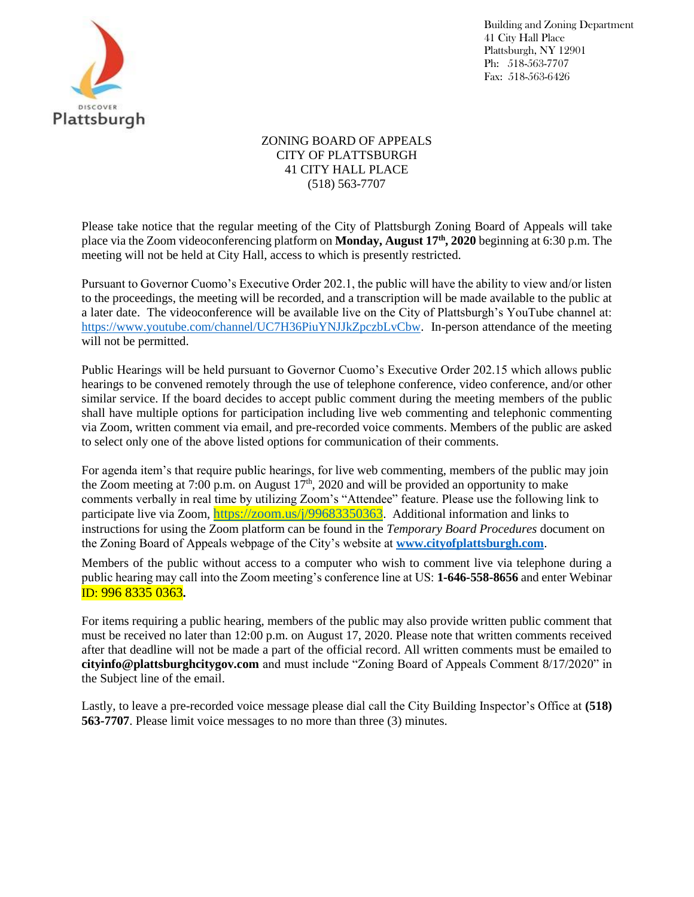Building and Zoning Department
41 City Hall Place
Plattsburgh, NY 12901
Ph: 518-563-7707
Fax: 518-563-6426

ZONING BOARD OF APPEALS
CITY OF PLATTSBURGH
41 CITY HALL PLACE
(518) 563-7707

Please take notice that the regular meeting of the City of Plattsburgh Zoning Board of Appeals will take place via the Zoom videoconferencing platform on **Monday, August 17th, 2020** beginning at 6:30 p.m. The meeting will not be held at City Hall, access to which is presently restricted.

Pursuant to Governor Cuomo's Executive Order 202.1, the public will have the ability to view and/or listen to the proceedings, the meeting will be recorded, and a transcription will be made available to the public at a later date. The videoconference will be available live on the City of Plattsburgh's YouTube channel at: https://www.youtube.com/channel/UC7H36PiuYNJJkZpczbLvCbw. In-person attendance of the meeting will not be permitted.

Public Hearings will be held pursuant to Governor Cuomo's Executive Order 202.15 which allows public hearings to be convened remotely through the use of telephone conference, video conference, and/or other similar service. If the board decides to accept public comment during the meeting members of the public shall have multiple options for participation including live web commenting and telephonic commenting via Zoom, written comment via email, and pre-recorded voice comments. Members of the public are asked to select only one of the above listed options for communication of their comments.

For agenda item's that require public hearings, for live web commenting, members of the public may join the Zoom meeting at 7:00 p.m. on August 17th, 2020 and will be provided an opportunity to make comments verbally in real time by utilizing Zoom's "Attendee" feature. Please use the following link to participate live via Zoom, https://zoom.us/j/99683350363. Additional information and links to instructions for using the Zoom platform can be found in the *Temporary Board Procedures* document on the Zoning Board of Appeals webpage of the City's website at **www.cityofplattsburgh.com**.

Members of the public without access to a computer who wish to comment live via telephone during a public hearing may call into the Zoom meeting's conference line at US: **1-646-558-8656** and enter Webinar ID: 996 8335 0363**.**

For items requiring a public hearing, members of the public may also provide written public comment that must be received no later than 12:00 p.m. on August 17, 2020. Please note that written comments received after that deadline will not be made a part of the official record. All written comments must be emailed to **cityinfo@plattsburghcitygov.com** and must include "Zoning Board of Appeals Comment 8/17/2020" in the Subject line of the email.

Lastly, to leave a pre-recorded voice message please dial call the City Building Inspector's Office at **(518) 563-7707**. Please limit voice messages to no more than three (3) minutes.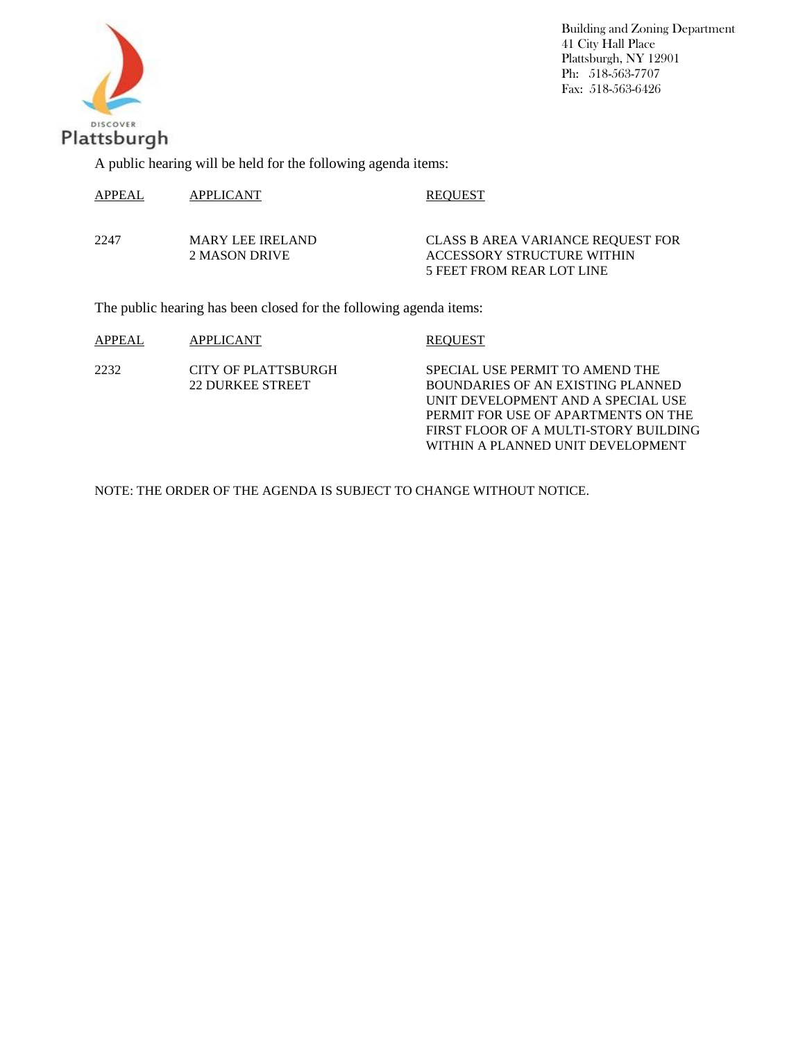Building and Zoning Department
41 City Hall Place
Plattsburgh, NY 12901
Ph: 518-563-7707
Fax: 518-563-6426

A public hearing will be held for the following agenda items:

| APPEAL | APPLICANT | REQUEST |
|---|---|---|
| 2247 | MARY LEE IRELAND<br>2 MASON DRIVE | CLASS B AREA VARIANCE REQUEST FOR ACCESSORY STRUCTURE WITHIN 5 FEET FROM REAR LOT LINE |

The public hearing has been closed for the following agenda items:

| APPEAL | APPLICANT | REQUEST |
|---|---|---|
| 2232 | CITY OF PLATTSBURGH<br>22 DURKEE STREET | SPECIAL USE PERMIT TO AMEND THE BOUNDARIES OF AN EXISTING PLANNED UNIT DEVELOPMENT AND A SPECIAL USE PERMIT FOR USE OF APARTMENTS ON THE FIRST FLOOR OF A MULTI-STORY BUILDING WITHIN A PLANNED UNIT DEVELOPMENT |

NOTE: THE ORDER OF THE AGENDA IS SUBJECT TO CHANGE WITHOUT NOTICE.